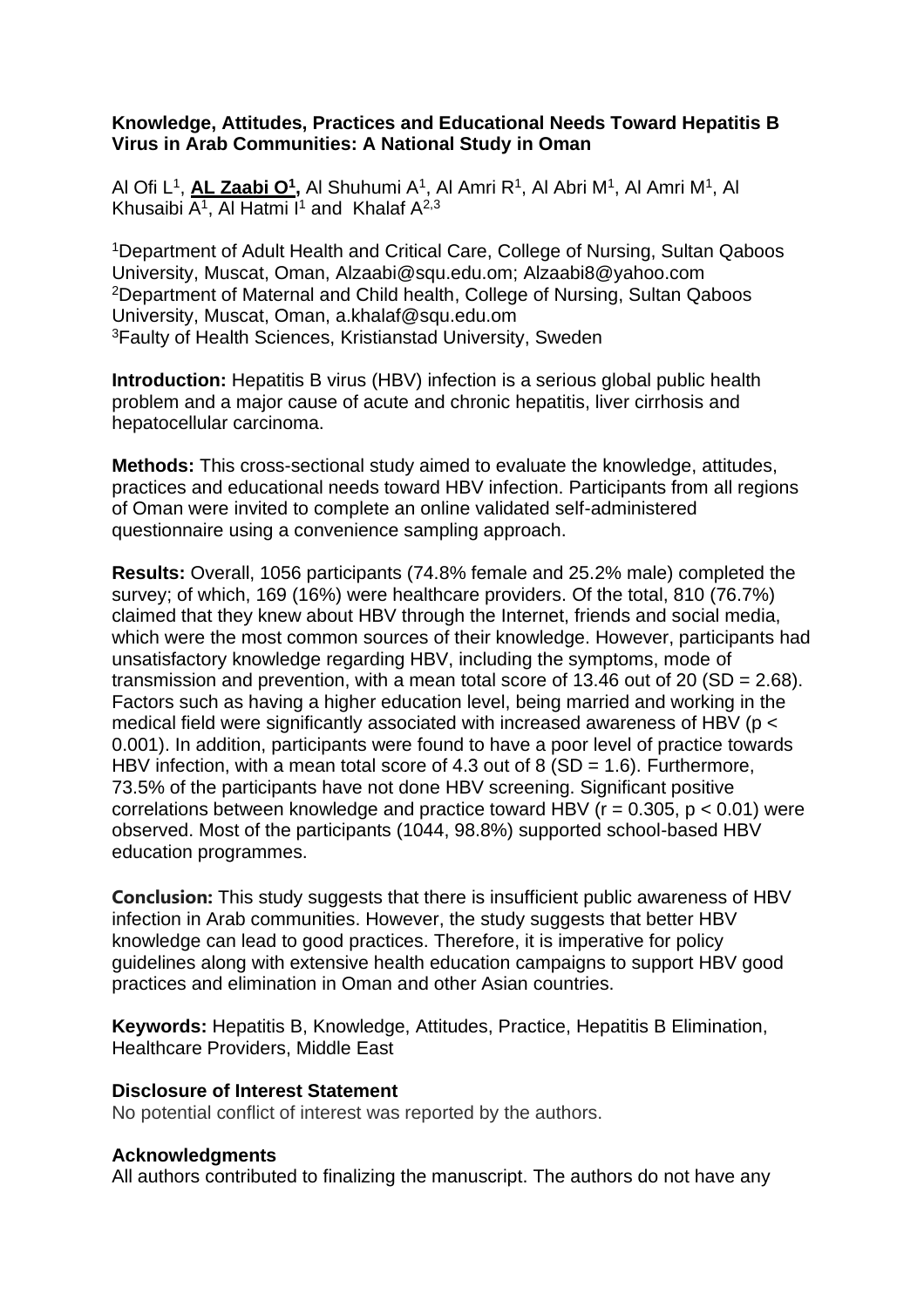**Knowledge, Attitudes, Practices and Educational Needs Toward Hepatitis B Virus in Arab Communities: A National Study in Oman**

Al Ofi L[1], **AL Zaabi O[1],** Al Shuhumi A[1], Al Amri R[1], Al Abri M[1], Al Amri M[1], Al Khusaibi A[1], Al Hatmi I[1] and Khalaf A[2,3]

[1]Department of Adult Health and Critical Care, College of Nursing, Sultan Qaboos University, Muscat, Oman, Alzaabi@squ.edu.om; Alzaabi8@yahoo.com
[2]Department of Maternal and Child health, College of Nursing, Sultan Qaboos University, Muscat, Oman, a.khalaf@squ.edu.om
[3]Faulty of Health Sciences, Kristianstad University, Sweden

**Introduction:** Hepatitis B virus (HBV) infection is a serious global public health problem and a major cause of acute and chronic hepatitis, liver cirrhosis and hepatocellular carcinoma.

**Methods:** This cross-sectional study aimed to evaluate the knowledge, attitudes, practices and educational needs toward HBV infection. Participants from all regions of Oman were invited to complete an online validated self-administered questionnaire using a convenience sampling approach.

**Results:** Overall, 1056 participants (74.8% female and 25.2% male) completed the survey; of which, 169 (16%) were healthcare providers. Of the total, 810 (76.7%) claimed that they knew about HBV through the Internet, friends and social media, which were the most common sources of their knowledge. However, participants had unsatisfactory knowledge regarding HBV, including the symptoms, mode of transmission and prevention, with a mean total score of 13.46 out of 20 (SD = 2.68). Factors such as having a higher education level, being married and working in the medical field were significantly associated with increased awareness of HBV ($p < 0.001$). In addition, participants were found to have a poor level of practice towards HBV infection, with a mean total score of 4.3 out of 8 (SD = 1.6). Furthermore, 73.5% of the participants have not done HBV screening. Significant positive correlations between knowledge and practice toward HBV ($r = 0.305$, $p < 0.01$) were observed. Most of the participants (1044, 98.8%) supported school-based HBV education programmes.

**Conclusion:** This study suggests that there is insufficient public awareness of HBV infection in Arab communities. However, the study suggests that better HBV knowledge can lead to good practices. Therefore, it is imperative for policy guidelines along with extensive health education campaigns to support HBV good practices and elimination in Oman and other Asian countries.

**Keywords:** Hepatitis B, Knowledge, Attitudes, Practice, Hepatitis B Elimination, Healthcare Providers, Middle East

**Disclosure of Interest Statement**

No potential conflict of interest was reported by the authors.

**Acknowledgments**

All authors contributed to finalizing the manuscript. The authors do not have any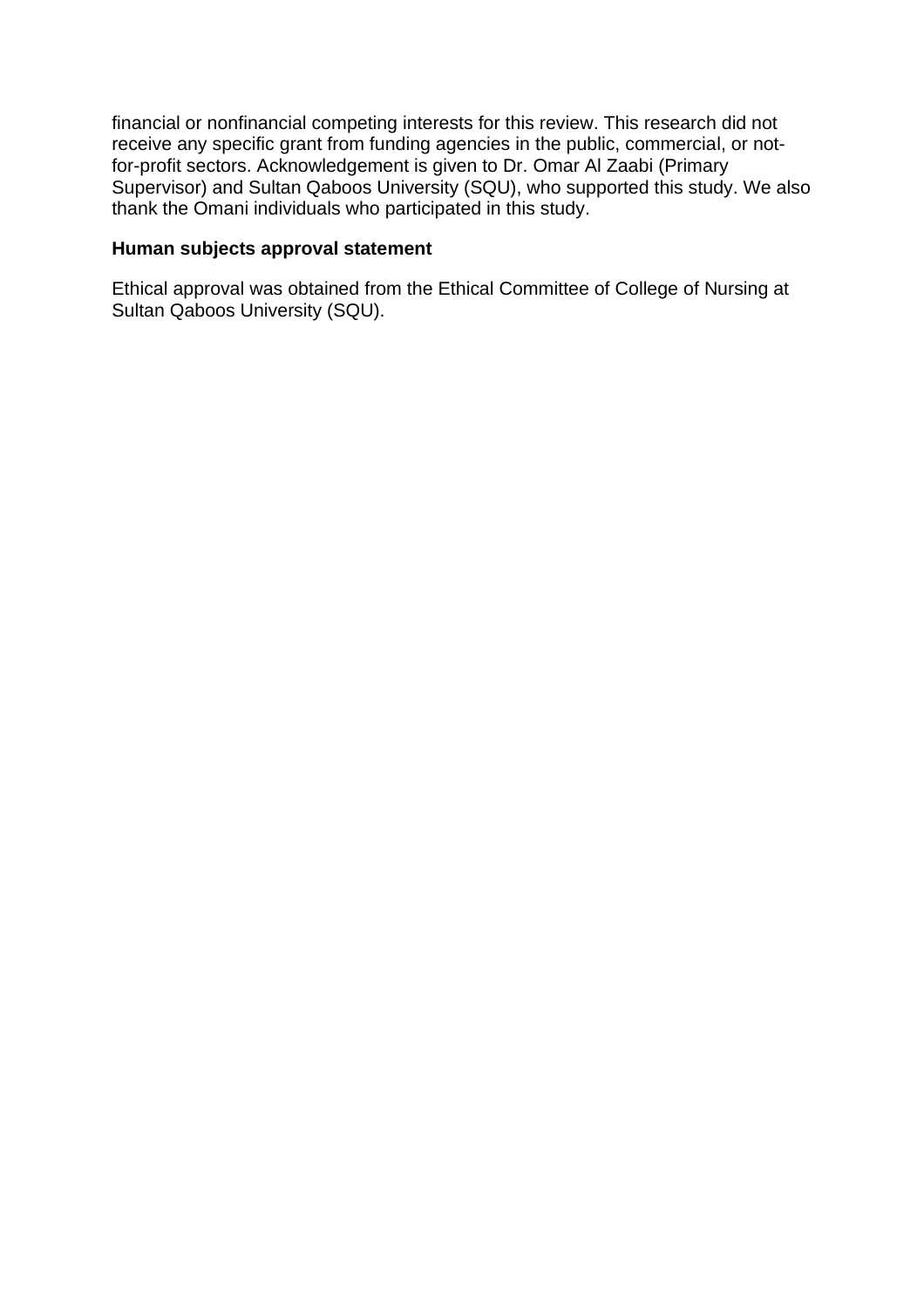financial or nonfinancial competing interests for this review. This research did not receive any specific grant from funding agencies in the public, commercial, or not-for-profit sectors. Acknowledgement is given to Dr. Omar Al Zaabi (Primary Supervisor) and Sultan Qaboos University (SQU), who supported this study. We also thank the Omani individuals who participated in this study.

**Human subjects approval statement**

Ethical approval was obtained from the Ethical Committee of College of Nursing at Sultan Qaboos University (SQU).